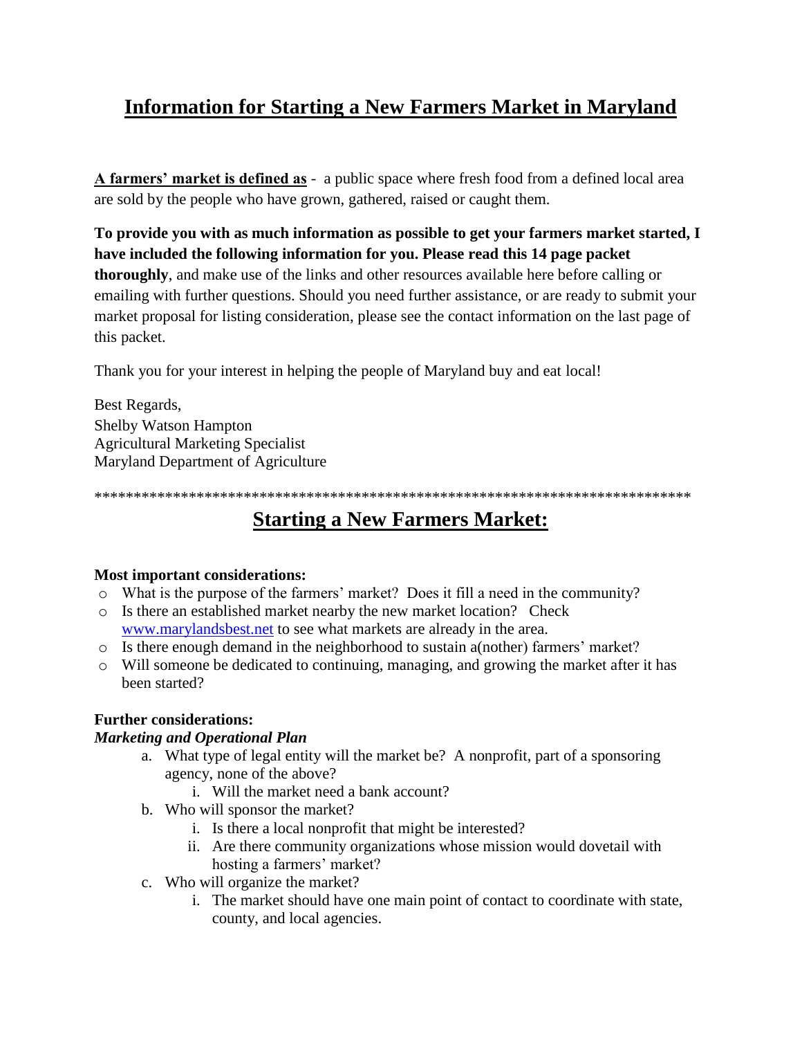# Information for Starting a New Farmers Market in Maryland

**A farmers' market is defined as** - a public space where fresh food from a defined local area are sold by the people who have grown, gathered, raised or caught them.

**To provide you with as much information as possible to get your farmers market started, I have included the following information for you. Please read this 14 page packet thoroughly**, and make use of the links and other resources available here before calling or emailing with further questions. Should you need further assistance, or are ready to submit your market proposal for listing consideration, please see the contact information on the last page of this packet.

Thank you for your interest in helping the people of Maryland buy and eat local!

Best Regards,
Shelby Watson Hampton
Agricultural Marketing Specialist
Maryland Department of Agriculture

*******************************************************************************

## Starting a New Farmers Market:

**Most important considerations:**

- What is the purpose of the farmers' market? Does it fill a need in the community?
- Is there an established market nearby the new market location? Check www.marylandsbest.net to see what markets are already in the area.
- Is there enough demand in the neighborhood to sustain a(nother) farmers' market?
- Will someone be dedicated to continuing, managing, and growing the market after it has been started?

**Further considerations:**

***Marketing and Operational Plan***

a. What type of legal entity will the market be? A nonprofit, part of a sponsoring agency, none of the above?
   i. Will the market need a bank account?
b. Who will sponsor the market?
   i. Is there a local nonprofit that might be interested?
   ii. Are there community organizations whose mission would dovetail with hosting a farmers' market?
c. Who will organize the market?
   i. The market should have one main point of contact to coordinate with state, county, and local agencies.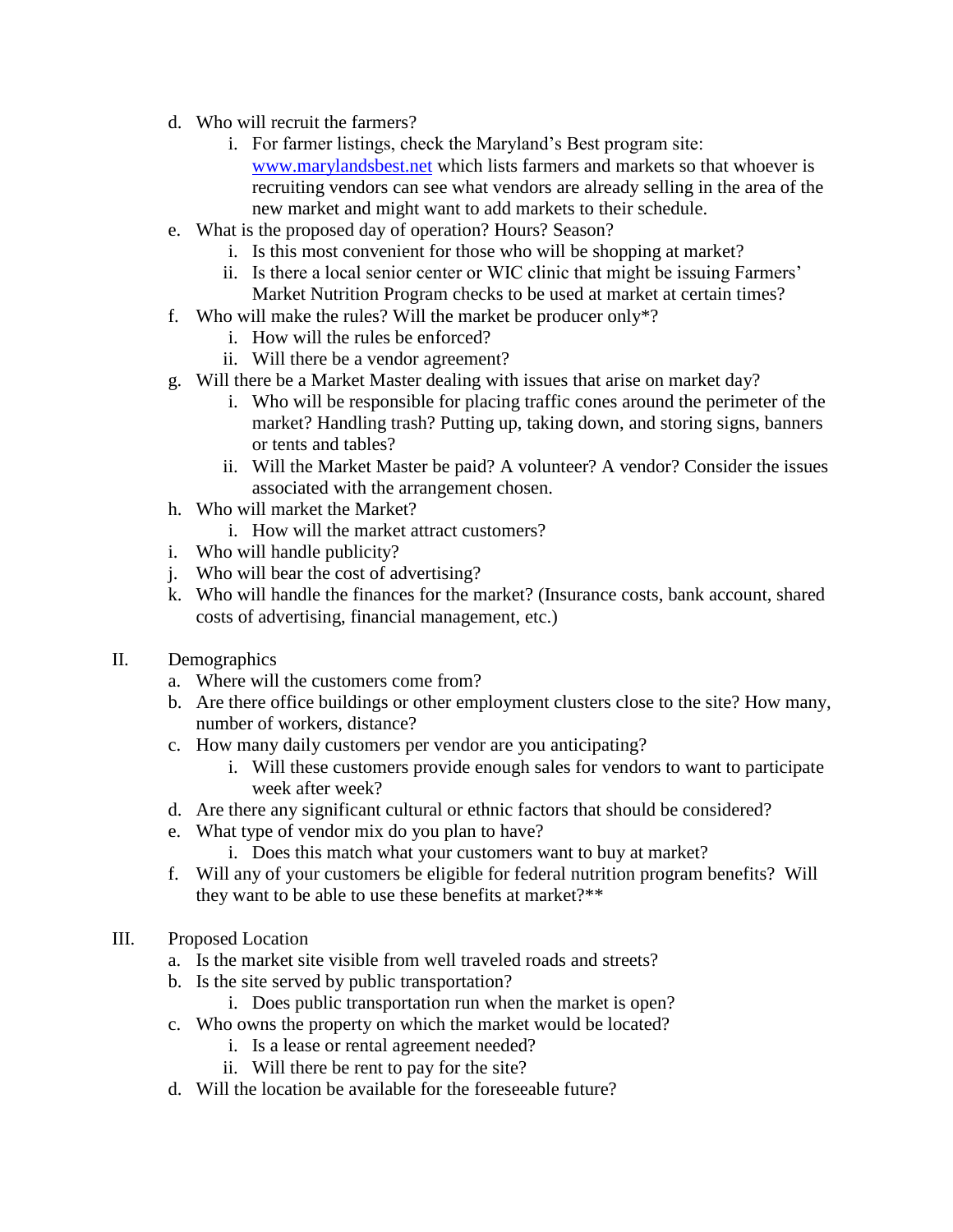d. Who will recruit the farmers?
    i. For farmer listings, check the Maryland's Best program site: [www.marylandsbest.net](http://www.marylandsbest.net) which lists farmers and markets so that whoever is recruiting vendors can see what vendors are already selling in the area of the new market and might want to add markets to their schedule.

e. What is the proposed day of operation? Hours? Season?
    i. Is this most convenient for those who will be shopping at market?
    ii. Is there a local senior center or WIC clinic that might be issuing Farmers' Market Nutrition Program checks to be used at market at certain times?

f. Who will make the rules? Will the market be producer only*?
    i. How will the rules be enforced?
    ii. Will there be a vendor agreement?

g. Will there be a Market Master dealing with issues that arise on market day?
    i. Who will be responsible for placing traffic cones around the perimeter of the market? Handling trash? Putting up, taking down, and storing signs, banners or tents and tables?
    ii. Will the Market Master be paid? A volunteer? A vendor? Consider the issues associated with the arrangement chosen.

h. Who will market the Market?
    i. How will the market attract customers?

i. Who will handle publicity?

j. Who will bear the cost of advertising?

k. Who will handle the finances for the market? (Insurance costs, bank account, shared costs of advertising, financial management, etc.)

## II. Demographics

a. Where will the customers come from?

b. Are there office buildings or other employment clusters close to the site? How many, number of workers, distance?

c. How many daily customers per vendor are you anticipating?
    i. Will these customers provide enough sales for vendors to want to participate week after week?

d. Are there any significant cultural or ethnic factors that should be considered?

e. What type of vendor mix do you plan to have?
    i. Does this match what your customers want to buy at market?

f. Will any of your customers be eligible for federal nutrition program benefits? Will they want to be able to use these benefits at market?**

## III. Proposed Location

a. Is the market site visible from well traveled roads and streets?

b. Is the site served by public transportation?
    i. Does public transportation run when the market is open?

c. Who owns the property on which the market would be located?
    i. Is a lease or rental agreement needed?
    ii. Will there be rent to pay for the site?

d. Will the location be available for the foreseeable future?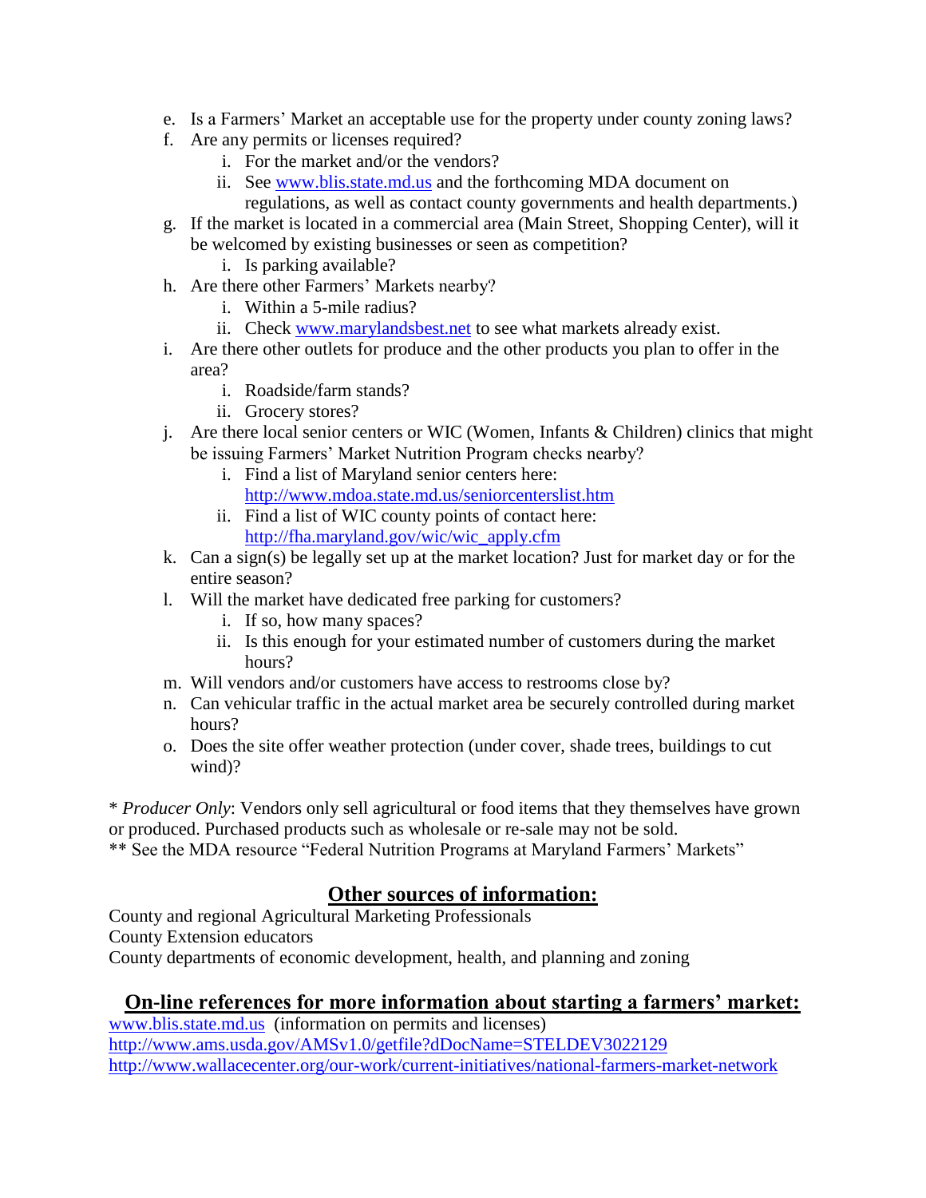e. Is a Farmers' Market an acceptable use for the property under county zoning laws?
f. Are any permits or licenses required?
    i. For the market and/or the vendors?
    ii. See [www.blis.state.md.us](http://www.blis.state.md.us) and the forthcoming MDA document on regulations, as well as contact county governments and health departments.)
g. If the market is located in a commercial area (Main Street, Shopping Center), will it be welcomed by existing businesses or seen as competition?
    i. Is parking available?
h. Are there other Farmers' Markets nearby?
    i. Within a 5-mile radius?
    ii. Check [www.marylandsbest.net](http://www.marylandsbest.net) to see what markets already exist.
i. Are there other outlets for produce and the other products you plan to offer in the area?
    i. Roadside/farm stands?
    ii. Grocery stores?
j. Are there local senior centers or WIC (Women, Infants & Children) clinics that might be issuing Farmers' Market Nutrition Program checks nearby?
    i. Find a list of Maryland senior centers here: [http://www.mdoa.state.md.us/seniorcenterslist.htm](http://www.mdoa.state.md.us/seniorcenterslist.htm)
    ii. Find a list of WIC county points of contact here: [http://fha.maryland.gov/wic/wic_apply.cfm](http://fha.maryland.gov/wic/wic_apply.cfm)
k. Can a sign(s) be legally set up at the market location? Just for market day or for the entire season?
l. Will the market have dedicated free parking for customers?
    i. If so, how many spaces?
    ii. Is this enough for your estimated number of customers during the market hours?
m. Will vendors and/or customers have access to restrooms close by?
n. Can vehicular traffic in the actual market area be securely controlled during market hours?
o. Does the site offer weather protection (under cover, shade trees, buildings to cut wind)?

* *Producer Only*: Vendors only sell agricultural or food items that they themselves have grown or produced. Purchased products such as wholesale or re-sale may not be sold.
** See the MDA resource "Federal Nutrition Programs at Maryland Farmers' Markets"

## **Other sources of information:**

County and regional Agricultural Marketing Professionals
County Extension educators
County departments of economic development, health, and planning and zoning

## **On-line references for more information about starting a farmers' market:**

[www.blis.state.md.us](http://www.blis.state.md.us) (information on permits and licenses)
[http://www.ams.usda.gov/AMSv1.0/getfile?dDocName=STELDEV3022129](http://www.ams.usda.gov/AMSv1.0/getfile?dDocName=STELDEV3022129)
[http://www.wallacecenter.org/our-work/current-initiatives/national-farmers-market-network](http://www.wallacecenter.org/our-work/current-initiatives/national-farmers-market-network)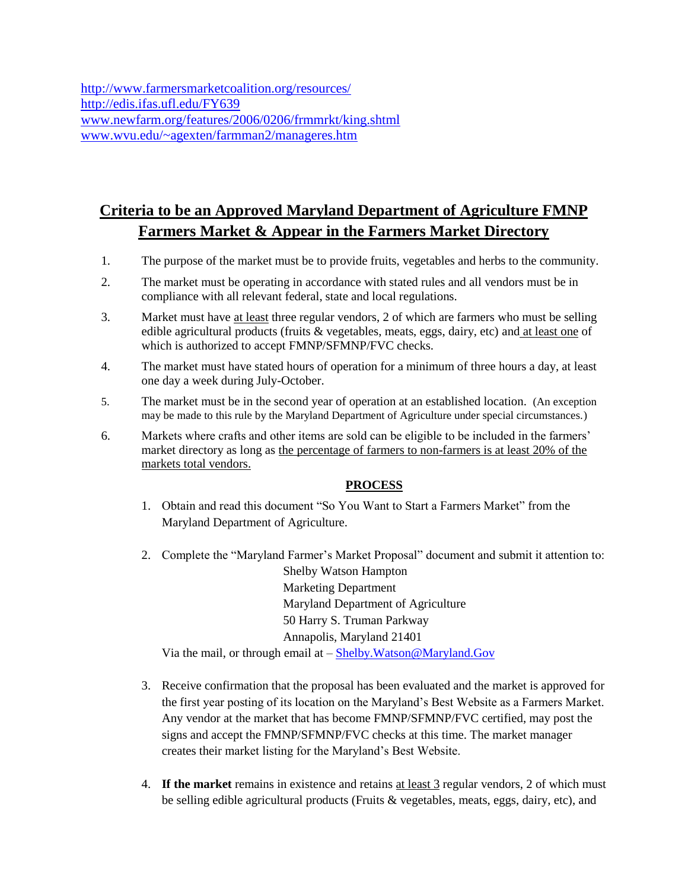http://www.farmersmarketcoalition.org/resources/
http://edis.ifas.ufl.edu/FY639
www.newfarm.org/features/2006/0206/frmmrkt/king.shtml
www.wvu.edu/~agexten/farmman2/manageres.htm

## Criteria to be an Approved Maryland Department of Agriculture FMNP Farmers Market & Appear in the Farmers Market Directory

1. The purpose of the market must be to provide fruits, vegetables and herbs to the community.
2. The market must be operating in accordance with stated rules and all vendors must be in compliance with all relevant federal, state and local regulations.
3. Market must have at least three regular vendors, 2 of which are farmers who must be selling edible agricultural products (fruits & vegetables, meats, eggs, dairy, etc) and at least one of which is authorized to accept FMNP/SFMNP/FVC checks.
4. The market must have stated hours of operation for a minimum of three hours a day, at least one day a week during July-October.
5. The market must be in the second year of operation at an established location. (An exception may be made to this rule by the Maryland Department of Agriculture under special circumstances.)
6. Markets where crafts and other items are sold can be eligible to be included in the farmers' market directory as long as the percentage of farmers to non-farmers is at least 20% of the markets total vendors.

### PROCESS

1. Obtain and read this document "So You Want to Start a Farmers Market" from the Maryland Department of Agriculture.

2. Complete the "Maryland Farmer's Market Proposal" document and submit it attention to:

   Shelby Watson Hampton
   Marketing Department
   Maryland Department of Agriculture
   50 Harry S. Truman Parkway
   Annapolis, Maryland 21401

   Via the mail, or through email at – Shelby.Watson@Maryland.Gov

3. Receive confirmation that the proposal has been evaluated and the market is approved for the first year posting of its location on the Maryland's Best Website as a Farmers Market. Any vendor at the market that has become FMNP/SFMNP/FVC certified, may post the signs and accept the FMNP/SFMNP/FVC checks at this time. The market manager creates their market listing for the Maryland's Best Website.

4. **If the market** remains in existence and retains at least 3 regular vendors, 2 of which must be selling edible agricultural products (Fruits & vegetables, meats, eggs, dairy, etc), and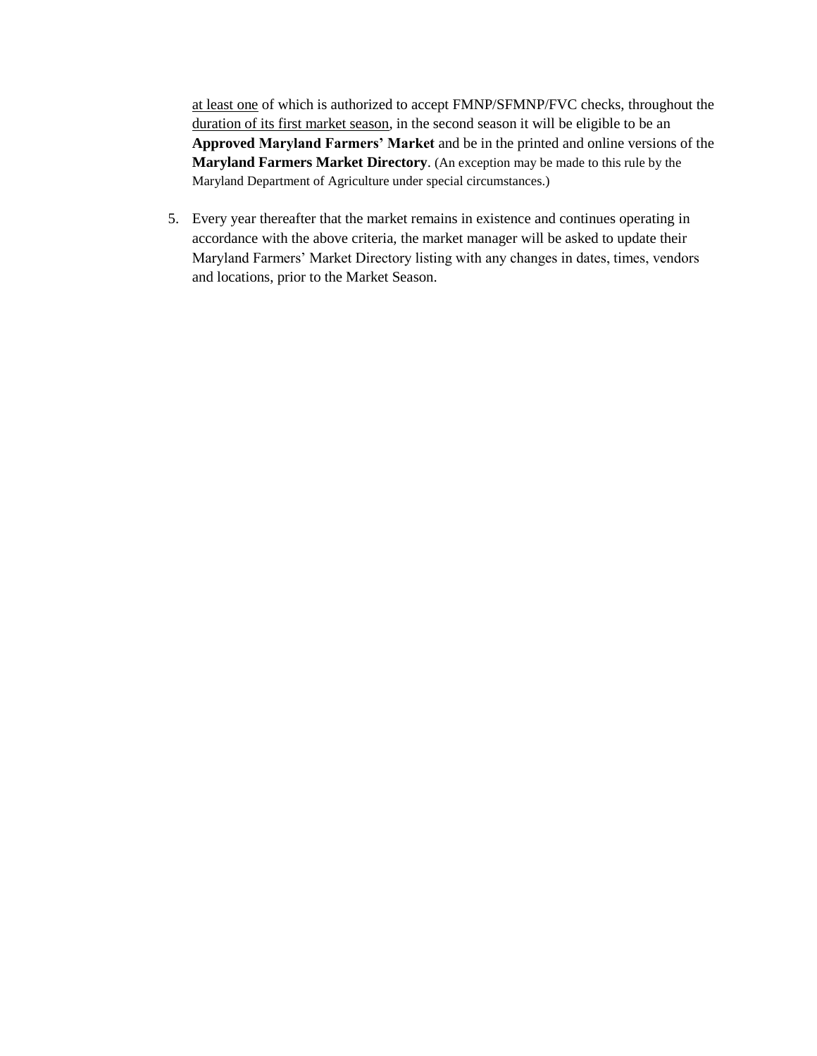at least one of which is authorized to accept FMNP/SFMNP/FVC checks, throughout the duration of its first market season, in the second season it will be eligible to be an **Approved Maryland Farmers' Market** and be in the printed and online versions of the **Maryland Farmers Market Directory**. (An exception may be made to this rule by the Maryland Department of Agriculture under special circumstances.)

5. Every year thereafter that the market remains in existence and continues operating in accordance with the above criteria, the market manager will be asked to update their Maryland Farmers' Market Directory listing with any changes in dates, times, vendors and locations, prior to the Market Season.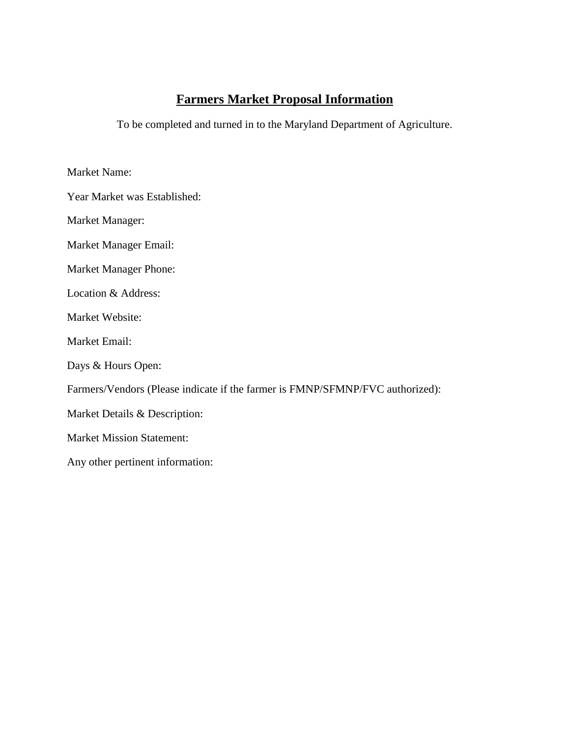# **Farmers Market Proposal Information**

To be completed and turned in to the Maryland Department of Agriculture.

Market Name:

Year Market was Established:

Market Manager:

Market Manager Email:

Market Manager Phone:

Location & Address:

Market Website:

Market Email:

Days & Hours Open:

Farmers/Vendors (Please indicate if the farmer is FMNP/SFMNP/FVC authorized):

Market Details & Description:

Market Mission Statement:

Any other pertinent information: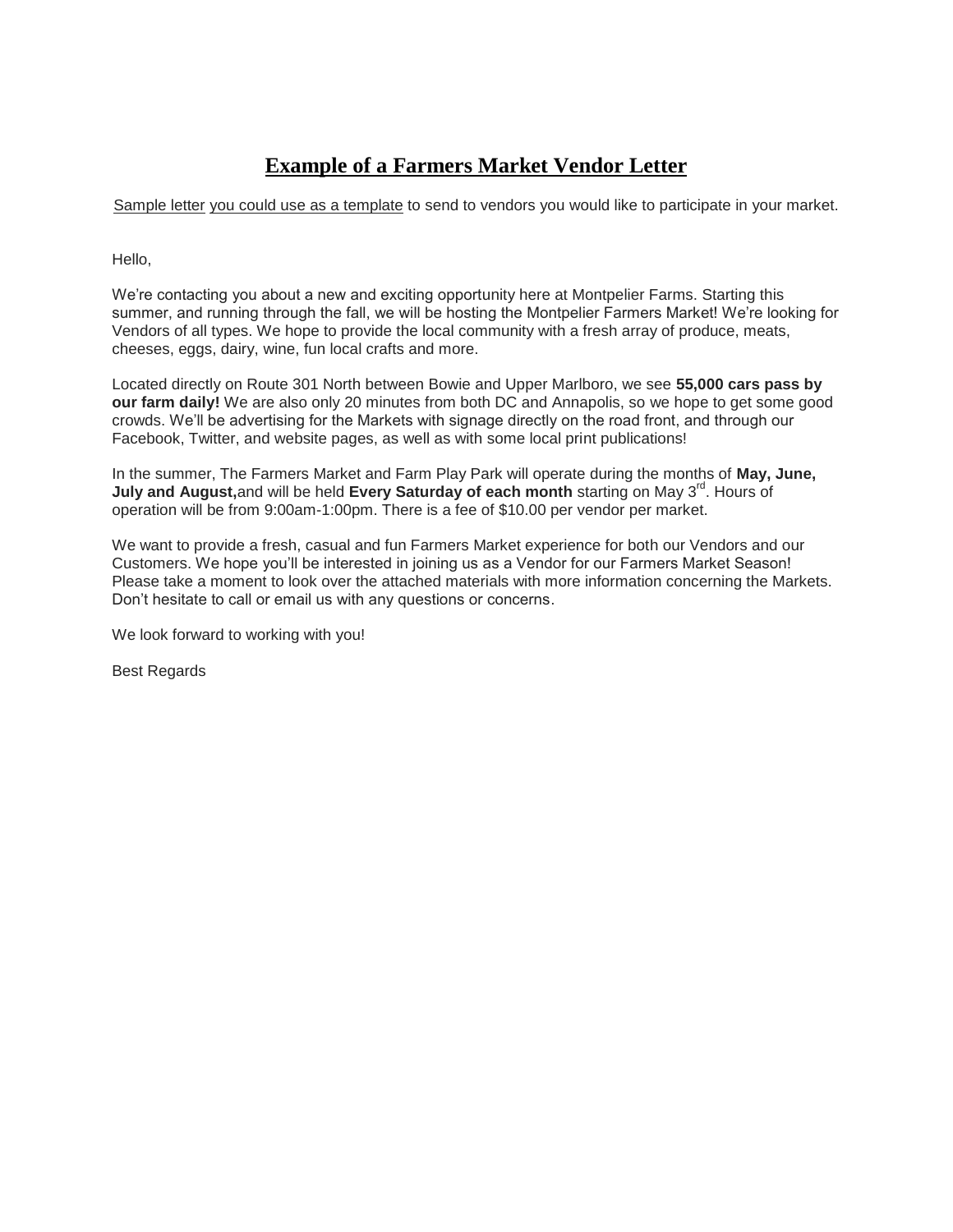# Example of a Farmers Market Vendor Letter

Sample letter you could use as a template to send to vendors you would like to participate in your market.

Hello,

We're contacting you about a new and exciting opportunity here at Montpelier Farms. Starting this summer, and running through the fall, we will be hosting the Montpelier Farmers Market! We're looking for Vendors of all types. We hope to provide the local community with a fresh array of produce, meats, cheeses, eggs, dairy, wine, fun local crafts and more.

Located directly on Route 301 North between Bowie and Upper Marlboro, we see **55,000 cars pass by our farm daily!** We are also only 20 minutes from both DC and Annapolis, so we hope to get some good crowds. We'll be advertising for the Markets with signage directly on the road front, and through our Facebook, Twitter, and website pages, as well as with some local print publications!

In the summer, The Farmers Market and Farm Play Park will operate during the months of **May, June, July and August,**and will be held **Every Saturday of each month** starting on May 3rd. Hours of operation will be from 9:00am-1:00pm. There is a fee of $10.00 per vendor per market.

We want to provide a fresh, casual and fun Farmers Market experience for both our Vendors and our Customers. We hope you'll be interested in joining us as a Vendor for our Farmers Market Season! Please take a moment to look over the attached materials with more information concerning the Markets. Don't hesitate to call or email us with any questions or concerns.

We look forward to working with you!

Best Regards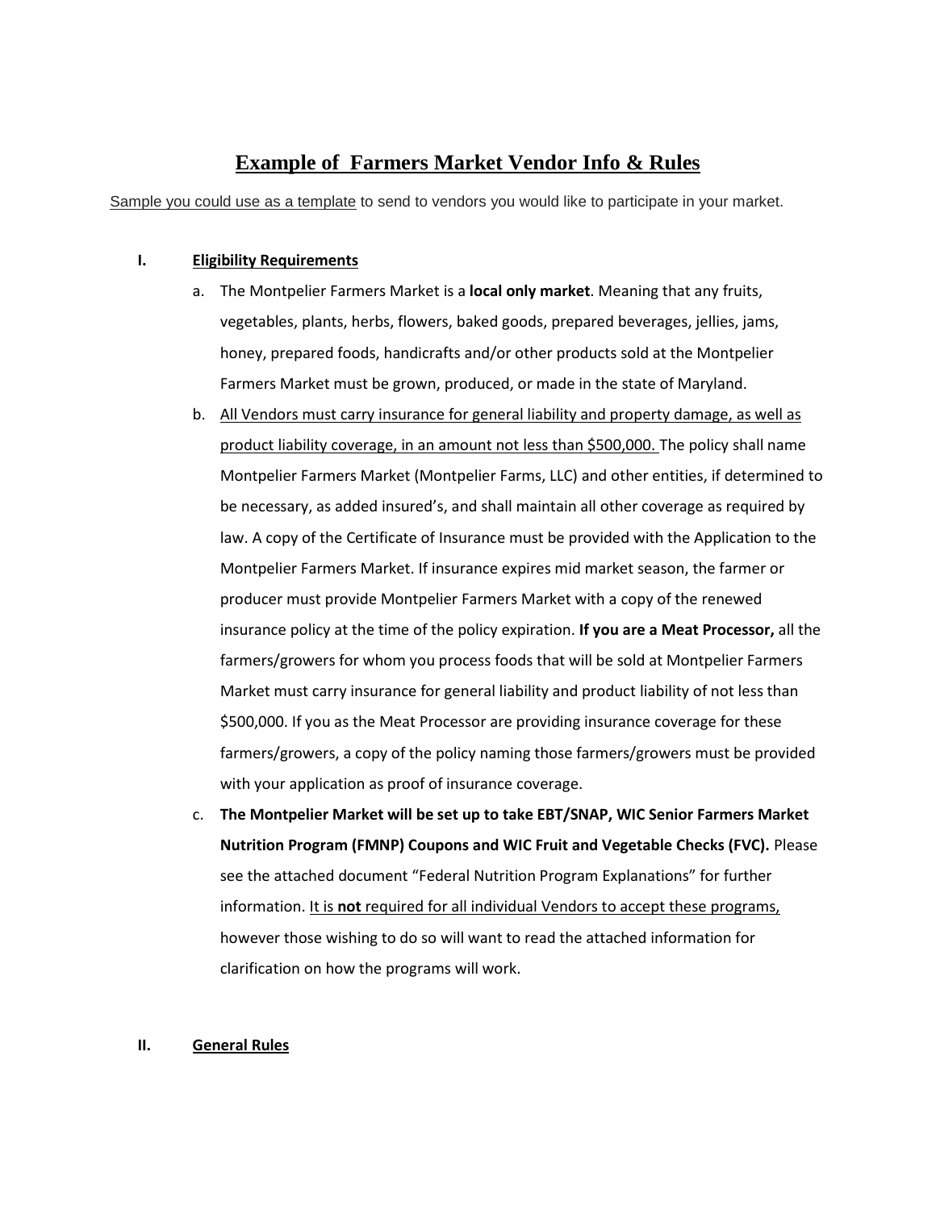# <u>Example of Farmers Market Vendor Info & Rules</u>

<u>Sample you could use as a template</u> to send to vendors you would like to participate in your market.

**I. <u>Eligibility Requirements</u>**

a. The Montpelier Farmers Market is a **local only market**. Meaning that any fruits, vegetables, plants, herbs, flowers, baked goods, prepared beverages, jellies, jams, honey, prepared foods, handicrafts and/or other products sold at the Montpelier Farmers Market must be grown, produced, or made in the state of Maryland.

b. <u>All Vendors must carry insurance for general liability and property damage, as well as product liability coverage, in an amount not less than $500,000.</u> The policy shall name Montpelier Farmers Market (Montpelier Farms, LLC) and other entities, if determined to be necessary, as added insured's, and shall maintain all other coverage as required by law. A copy of the Certificate of Insurance must be provided with the Application to the Montpelier Farmers Market. If insurance expires mid market season, the farmer or producer must provide Montpelier Farmers Market with a copy of the renewed insurance policy at the time of the policy expiration. **If you are a Meat Processor,** all the farmers/growers for whom you process foods that will be sold at Montpelier Farmers Market must carry insurance for general liability and product liability of not less than $500,000. If you as the Meat Processor are providing insurance coverage for these farmers/growers, a copy of the policy naming those farmers/growers must be provided with your application as proof of insurance coverage.

c. **The Montpelier Market will be set up to take EBT/SNAP, WIC Senior Farmers Market Nutrition Program (FMNP) Coupons and WIC Fruit and Vegetable Checks (FVC).** Please see the attached document "Federal Nutrition Program Explanations" for further information. <u>It is **not** required for all individual Vendors to accept these programs,</u> however those wishing to do so will want to read the attached information for clarification on how the programs will work.

**II. <u>General Rules</u>**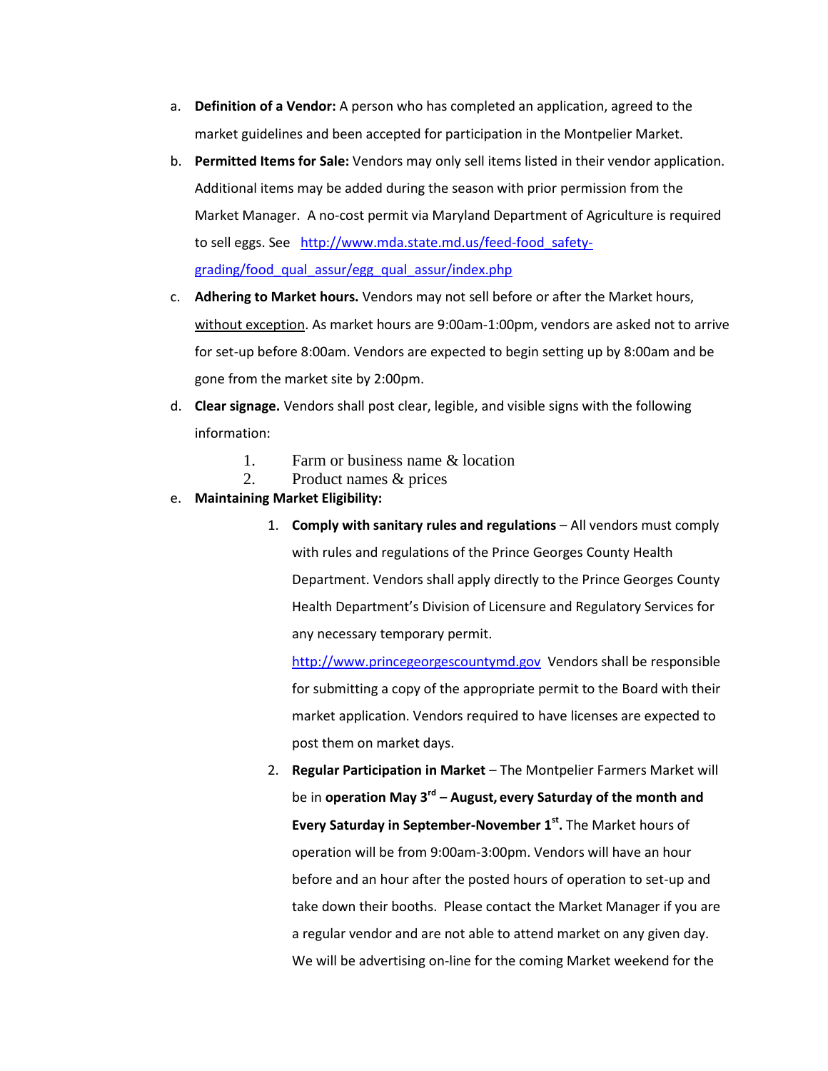a. **Definition of a Vendor:** A person who has completed an application, agreed to the market guidelines and been accepted for participation in the Montpelier Market.

b. **Permitted Items for Sale:** Vendors may only sell items listed in their vendor application. Additional items may be added during the season with prior permission from the Market Manager. A no-cost permit via Maryland Department of Agriculture is required to sell eggs. See http://www.mda.state.md.us/feed-food_safety-grading/food_qual_assur/egg_qual_assur/index.php

c. **Adhering to Market hours.** Vendors may not sell before or after the Market hours, without exception. As market hours are 9:00am-1:00pm, vendors are asked not to arrive for set-up before 8:00am. Vendors are expected to begin setting up by 8:00am and be gone from the market site by 2:00pm.

d. **Clear signage.** Vendors shall post clear, legible, and visible signs with the following information:

   1. Farm or business name & location
   2. Product names & prices

e. **Maintaining Market Eligibility:**

   1. **Comply with sanitary rules and regulations** – All vendors must comply with rules and regulations of the Prince Georges County Health Department. Vendors shall apply directly to the Prince Georges County Health Department's Division of Licensure and Regulatory Services for any necessary temporary permit. http://www.princegeorgescountymd.gov Vendors shall be responsible for submitting a copy of the appropriate permit to the Board with their market application. Vendors required to have licenses are expected to post them on market days.

   2. **Regular Participation in Market** – The Montpelier Farmers Market will be in **operation May 3rd – August, every Saturday of the month and Every Saturday in September-November 1st.** The Market hours of operation will be from 9:00am-3:00pm. Vendors will have an hour before and an hour after the posted hours of operation to set-up and take down their booths. Please contact the Market Manager if you are a regular vendor and are not able to attend market on any given day. We will be advertising on-line for the coming Market weekend for the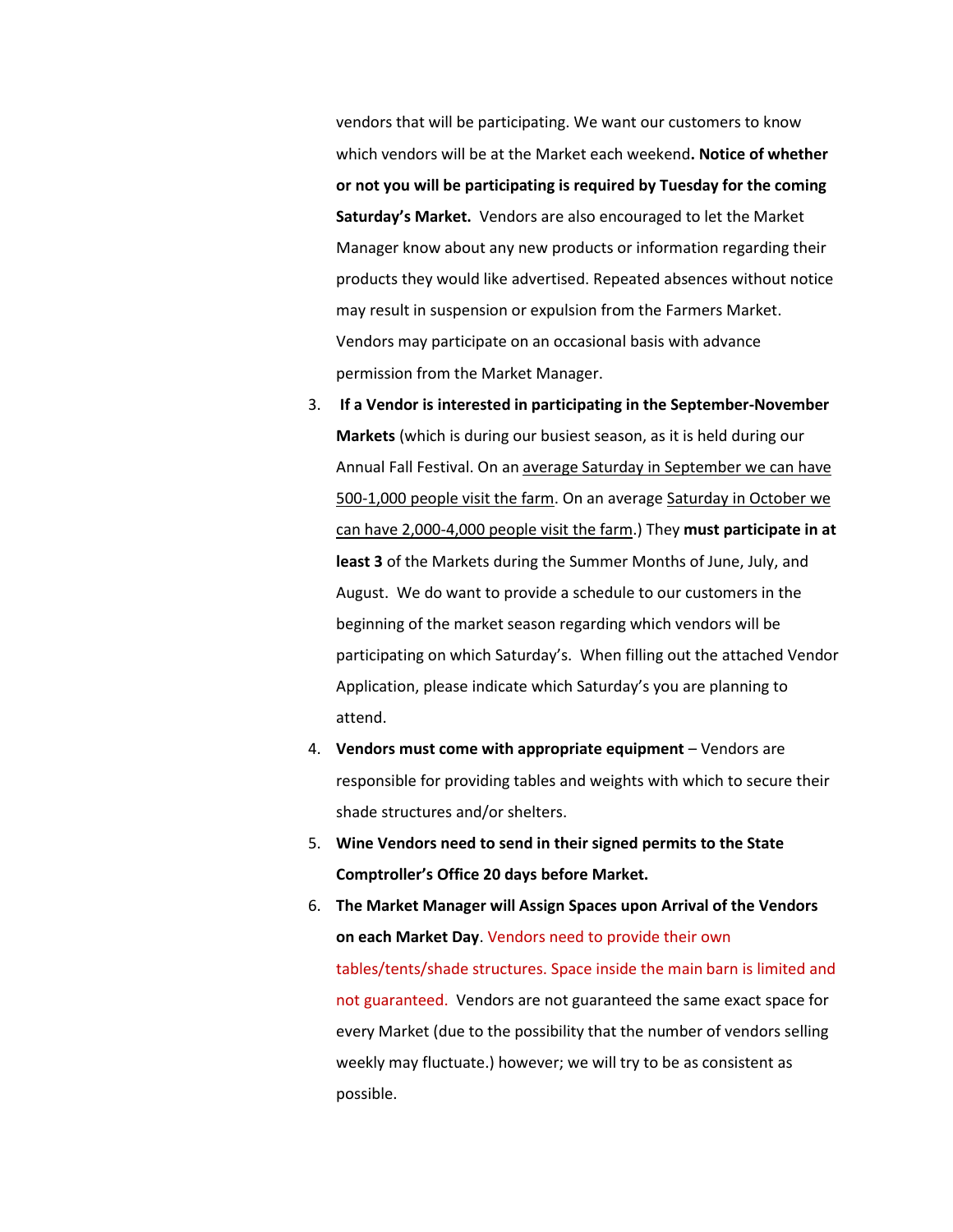vendors that will be participating. We want our customers to know which vendors will be at the Market each weekend**. Notice of whether or not you will be participating is required by Tuesday for the coming Saturday's Market.** Vendors are also encouraged to let the Market Manager know about any new products or information regarding their products they would like advertised. Repeated absences without notice may result in suspension or expulsion from the Farmers Market. Vendors may participate on an occasional basis with advance permission from the Market Manager.

3. **If a Vendor is interested in participating in the September-November Markets** (which is during our busiest season, as it is held during our Annual Fall Festival. On an <u>average Saturday in September we can have 500-1,000 people visit the farm</u>. On an average <u>Saturday in October we can have 2,000-4,000 people visit the farm</u>.) They **must participate in at least 3** of the Markets during the Summer Months of June, July, and August. We do want to provide a schedule to our customers in the beginning of the market season regarding which vendors will be participating on which Saturday's. When filling out the attached Vendor Application, please indicate which Saturday's you are planning to attend.
4. **Vendors must come with appropriate equipment** – Vendors are responsible for providing tables and weights with which to secure their shade structures and/or shelters.
5. **Wine Vendors need to send in their signed permits to the State Comptroller's Office 20 days before Market.**
6. **The Market Manager will Assign Spaces upon Arrival of the Vendors on each Market Day**. Vendors need to provide their own tables/tents/shade structures. Space inside the main barn is limited and not guaranteed. Vendors are not guaranteed the same exact space for every Market (due to the possibility that the number of vendors selling weekly may fluctuate.) however; we will try to be as consistent as possible.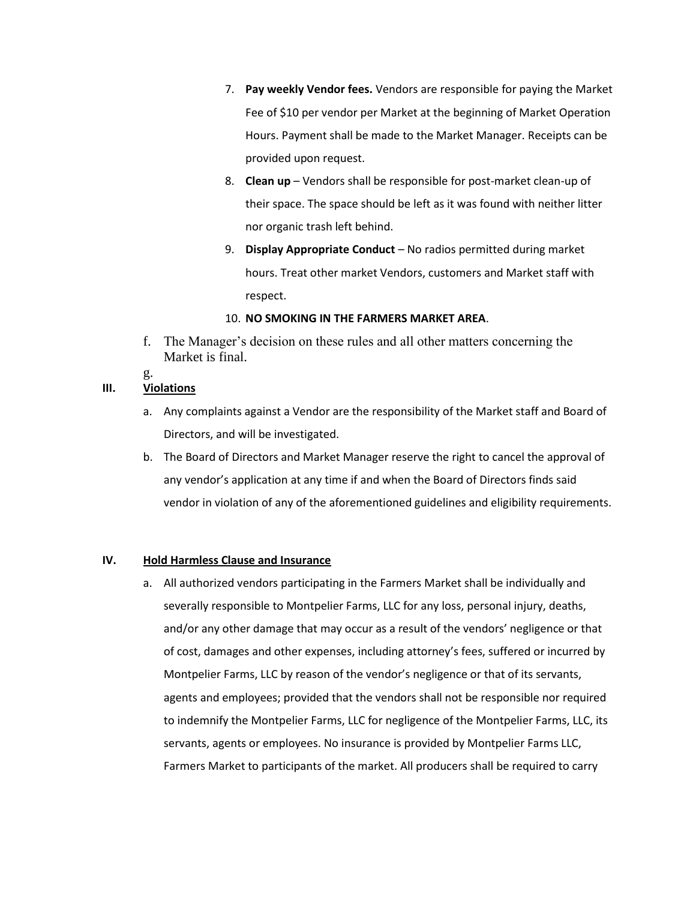7. **Pay weekly Vendor fees.** Vendors are responsible for paying the Market Fee of $10 per vendor per Market at the beginning of Market Operation Hours. Payment shall be made to the Market Manager. Receipts can be provided upon request.
8. **Clean up** – Vendors shall be responsible for post-market clean-up of their space. The space should be left as it was found with neither litter nor organic trash left behind.
9. **Display Appropriate Conduct** – No radios permitted during market hours. Treat other market Vendors, customers and Market staff with respect.
10. **NO SMOKING IN THE FARMERS MARKET AREA**.

f. The Manager's decision on these rules and all other matters concerning the Market is final.

g.

## III. Violations

a. Any complaints against a Vendor are the responsibility of the Market staff and Board of Directors, and will be investigated.

b. The Board of Directors and Market Manager reserve the right to cancel the approval of any vendor's application at any time if and when the Board of Directors finds said vendor in violation of any of the aforementioned guidelines and eligibility requirements.

## IV. Hold Harmless Clause and Insurance

a. All authorized vendors participating in the Farmers Market shall be individually and severally responsible to Montpelier Farms, LLC for any loss, personal injury, deaths, and/or any other damage that may occur as a result of the vendors' negligence or that of cost, damages and other expenses, including attorney's fees, suffered or incurred by Montpelier Farms, LLC by reason of the vendor's negligence or that of its servants, agents and employees; provided that the vendors shall not be responsible nor required to indemnify the Montpelier Farms, LLC for negligence of the Montpelier Farms, LLC, its servants, agents or employees. No insurance is provided by Montpelier Farms LLC, Farmers Market to participants of the market. All producers shall be required to carry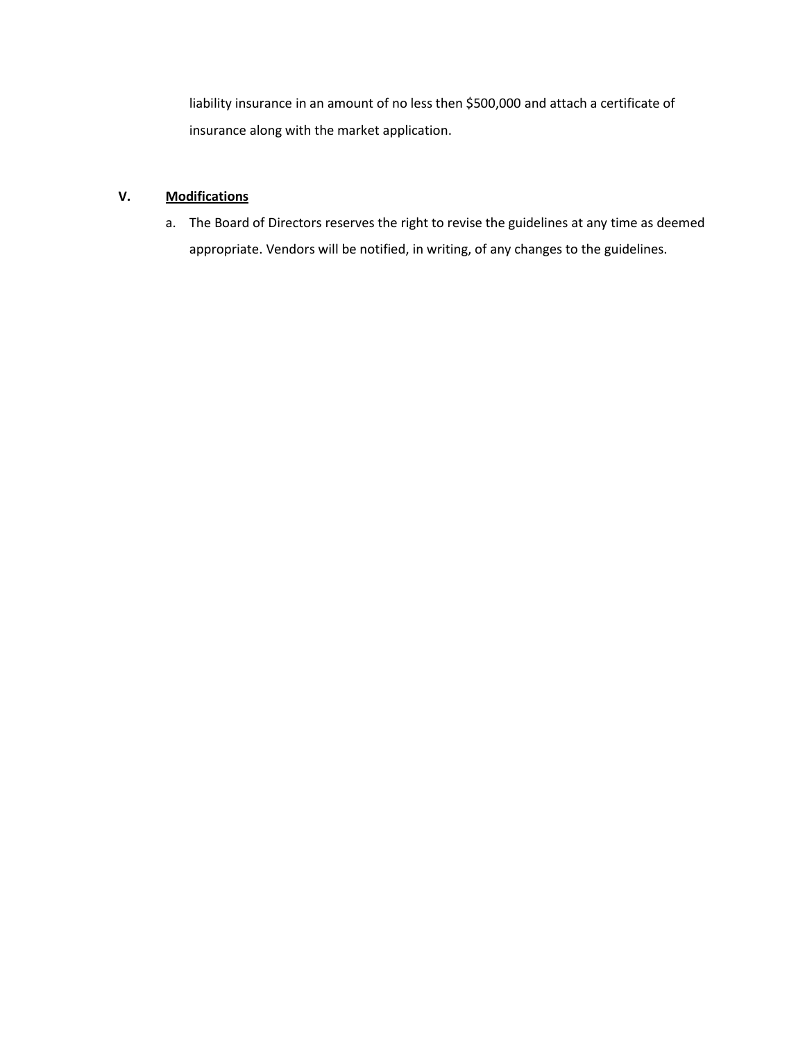liability insurance in an amount of no less then $500,000 and attach a certificate of insurance along with the market application.

## V. Modifications

a. The Board of Directors reserves the right to revise the guidelines at any time as deemed appropriate. Vendors will be notified, in writing, of any changes to the guidelines.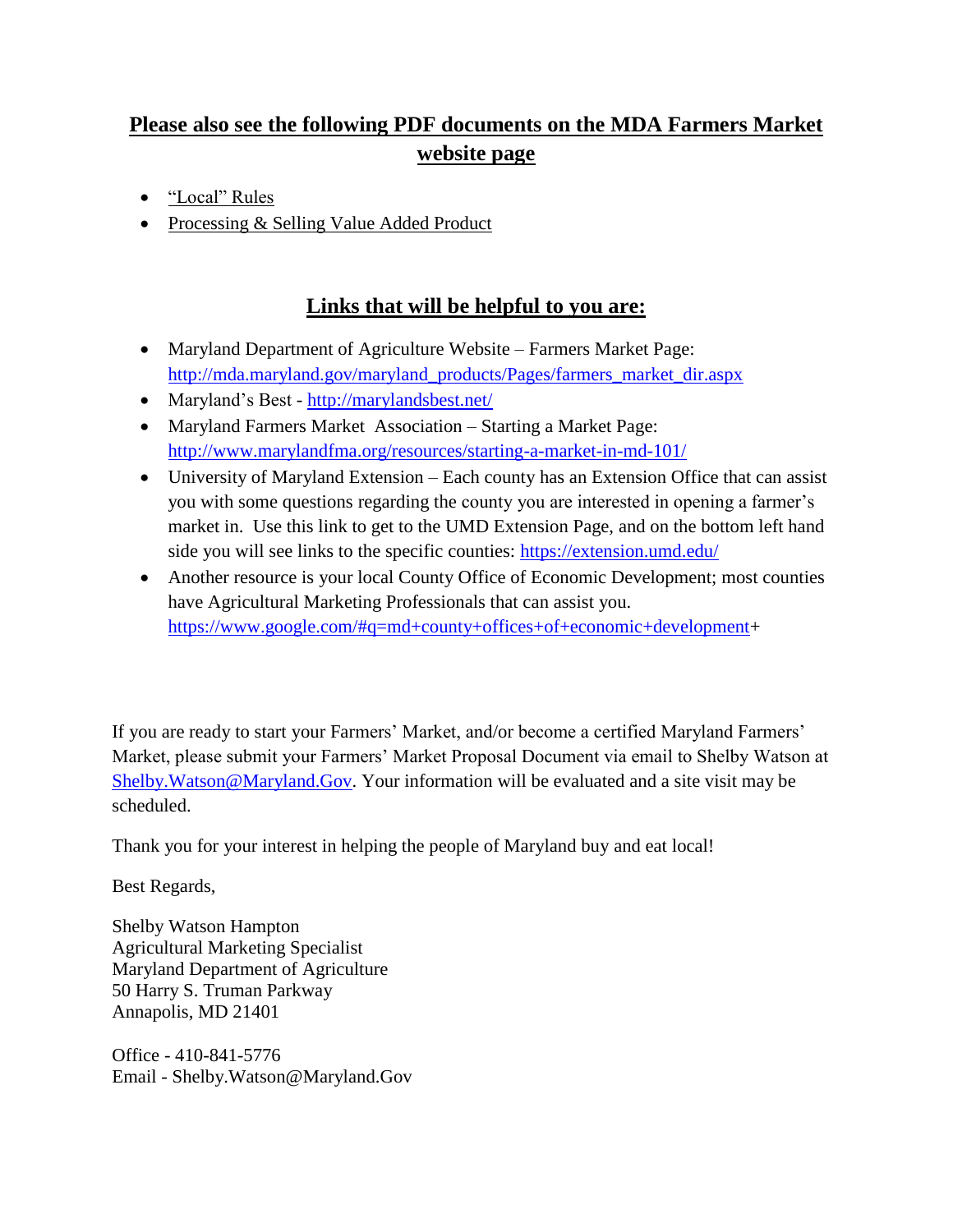## Please also see the following PDF documents on the MDA Farmers Market website page

- "Local" Rules
- Processing & Selling Value Added Product

## Links that will be helpful to you are:

- Maryland Department of Agriculture Website – Farmers Market Page: http://mda.maryland.gov/maryland_products/Pages/farmers_market_dir.aspx
- Maryland's Best - http://marylandsbest.net/
- Maryland Farmers Market Association – Starting a Market Page: http://www.marylandfma.org/resources/starting-a-market-in-md-101/
- University of Maryland Extension – Each county has an Extension Office that can assist you with some questions regarding the county you are interested in opening a farmer's market in. Use this link to get to the UMD Extension Page, and on the bottom left hand side you will see links to the specific counties: https://extension.umd.edu/
- Another resource is your local County Office of Economic Development; most counties have Agricultural Marketing Professionals that can assist you. https://www.google.com/#q=md+county+offices+of+economic+development+

If you are ready to start your Farmers' Market, and/or become a certified Maryland Farmers' Market, please submit your Farmers' Market Proposal Document via email to Shelby Watson at Shelby.Watson@Maryland.Gov. Your information will be evaluated and a site visit may be scheduled.

Thank you for your interest in helping the people of Maryland buy and eat local!

Best Regards,

Shelby Watson Hampton
Agricultural Marketing Specialist
Maryland Department of Agriculture
50 Harry S. Truman Parkway
Annapolis, MD 21401

Office - 410-841-5776
Email - Shelby.Watson@Maryland.Gov